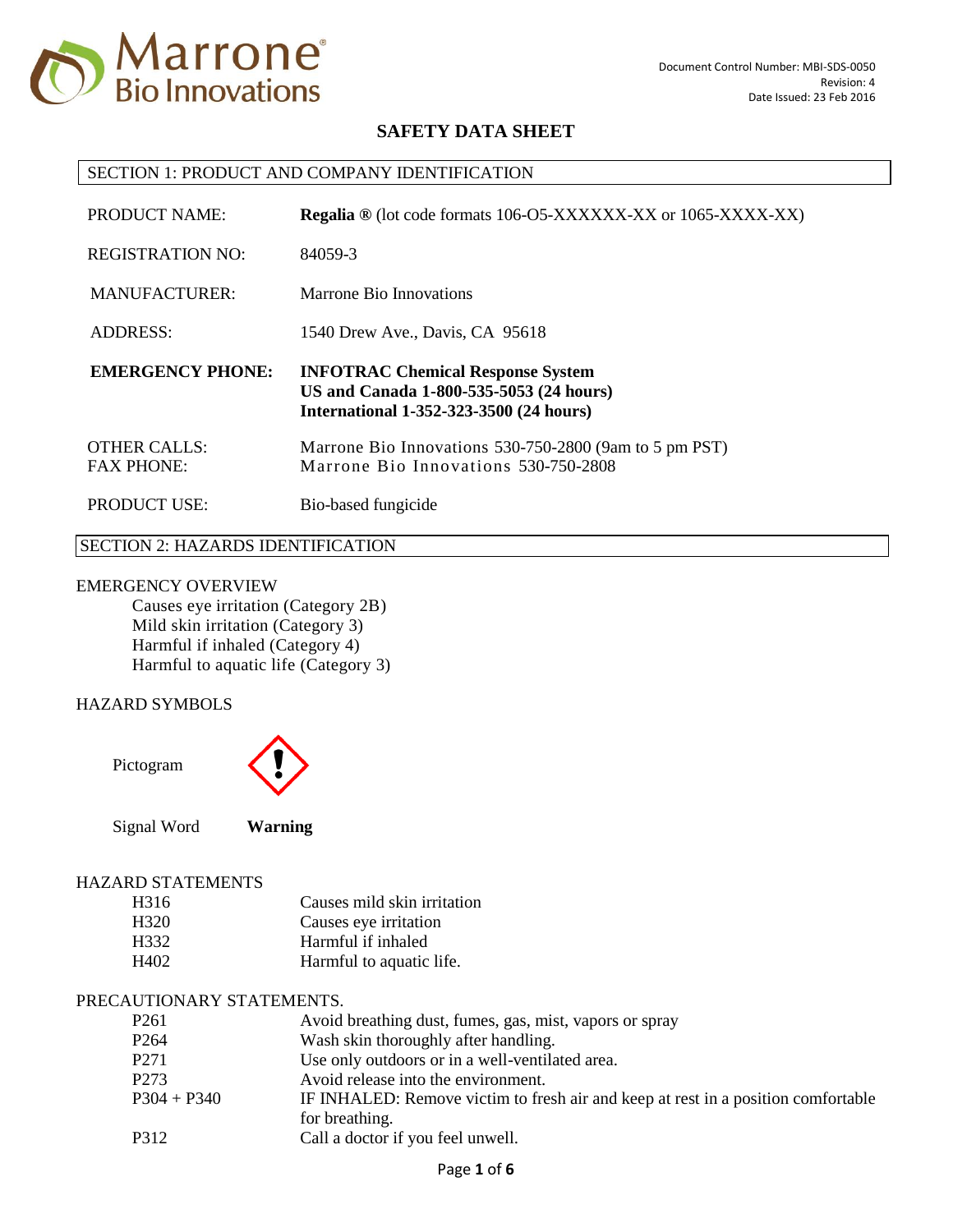Marrone Bio Innovations

Document Control Number: MBI-SDS-0050
Revision: 4
Date Issued: 23 Feb 2016

# SAFETY DATA SHEET

## SECTION 1: PRODUCT AND COMPANY IDENTIFICATION

| | |
|---|---|
| PRODUCT NAME: | **Regalia ®** (lot code formats 106-O5-XXXXXX-XX or 1065-XXXX-XX) |
| REGISTRATION NO: | 84059-3 |
| MANUFACTURER: | Marrone Bio Innovations |
| ADDRESS: | 1540 Drew Ave., Davis, CA 95618 |
| **EMERGENCY PHONE:** | **INFOTRAC Chemical Response System**<br>**US and Canada 1-800-535-5053 (24 hours)**<br>**International 1-352-323-3500 (24 hours)** |
| OTHER CALLS:<br>FAX PHONE: | Marrone Bio Innovations 530-750-2800 (9am to 5 pm PST)<br>Marrone Bio Innovations 530-750-2808 |
| PRODUCT USE: | Bio-based fungicide |

## SECTION 2: HAZARDS IDENTIFICATION

EMERGENCY OVERVIEW

- Causes eye irritation (Category 2B)
- Mild skin irritation (Category 3)
- Harmful if inhaled (Category 4)
- Harmful to aquatic life (Category 3)

HAZARD SYMBOLS

Pictogram

Signal Word **Warning**

HAZARD STATEMENTS

| | |
|---|---|
| H316 | Causes mild skin irritation |
| H320 | Causes eye irritation |
| H332 | Harmful if inhaled |
| H402 | Harmful to aquatic life. |

PRECAUTIONARY STATEMENTS.

| | |
|---|---|
| P261 | Avoid breathing dust, fumes, gas, mist, vapors or spray |
| P264 | Wash skin thoroughly after handling. |
| P271 | Use only outdoors or in a well-ventilated area. |
| P273 | Avoid release into the environment. |
| P304 + P340 | IF INHALED: Remove victim to fresh air and keep at rest in a position comfortable for breathing. |
| P312 | Call a doctor if you feel unwell. |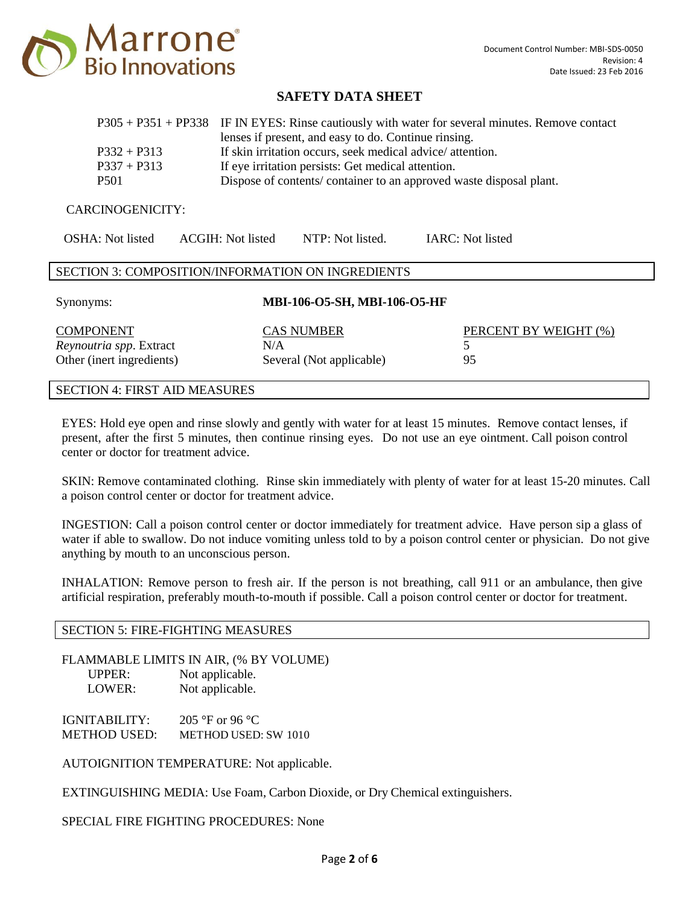| | |
|---|---|
| P305 + P351 + PP338 | IF IN EYES: Rinse cautiously with water for several minutes. Remove contact lenses if present, and easy to do. Continue rinsing. |
| P332 + P313 | If skin irritation occurs, seek medical advice/ attention. |
| P337 + P313 | If eye irritation persists: Get medical attention. |
| P501 | Dispose of contents/ container to an approved waste disposal plant. |

CARCINOGENICITY:

OSHA: Not listed ACGIH: Not listed NTP: Not listed. IARC: Not listed

## SECTION 3: COMPOSITION/INFORMATION ON INGREDIENTS

Synonyms: **MBI-106-O5-SH, MBI-106-O5-HF**

| COMPONENT | CAS NUMBER | PERCENT BY WEIGHT (%) |
|---|---|---|
| *Reynoutria spp*. Extract | N/A | 5 |
| Other (inert ingredients) | Several (Not applicable) | 95 |

## SECTION 4: FIRST AID MEASURES

EYES: Hold eye open and rinse slowly and gently with water for at least 15 minutes. Remove contact lenses, if present, after the first 5 minutes, then continue rinsing eyes. Do not use an eye ointment. Call poison control center or doctor for treatment advice.

SKIN: Remove contaminated clothing. Rinse skin immediately with plenty of water for at least 15-20 minutes. Call a poison control center or doctor for treatment advice.

INGESTION: Call a poison control center or doctor immediately for treatment advice. Have person sip a glass of water if able to swallow. Do not induce vomiting unless told to by a poison control center or physician. Do not give anything by mouth to an unconscious person.

INHALATION: Remove person to fresh air. If the person is not breathing, call 911 or an ambulance, then give artificial respiration, preferably mouth-to-mouth if possible. Call a poison control center or doctor for treatment.

## SECTION 5: FIRE-FIGHTING MEASURES

FLAMMABLE LIMITS IN AIR, (% BY VOLUME)
- UPPER: Not applicable.
- LOWER: Not applicable.

IGNITABILITY: 205 °F or 96 °C
METHOD USED: METHOD USED: SW 1010

AUTOIGNITION TEMPERATURE: Not applicable.

EXTINGUISHING MEDIA: Use Foam, Carbon Dioxide, or Dry Chemical extinguishers.

SPECIAL FIRE FIGHTING PROCEDURES: None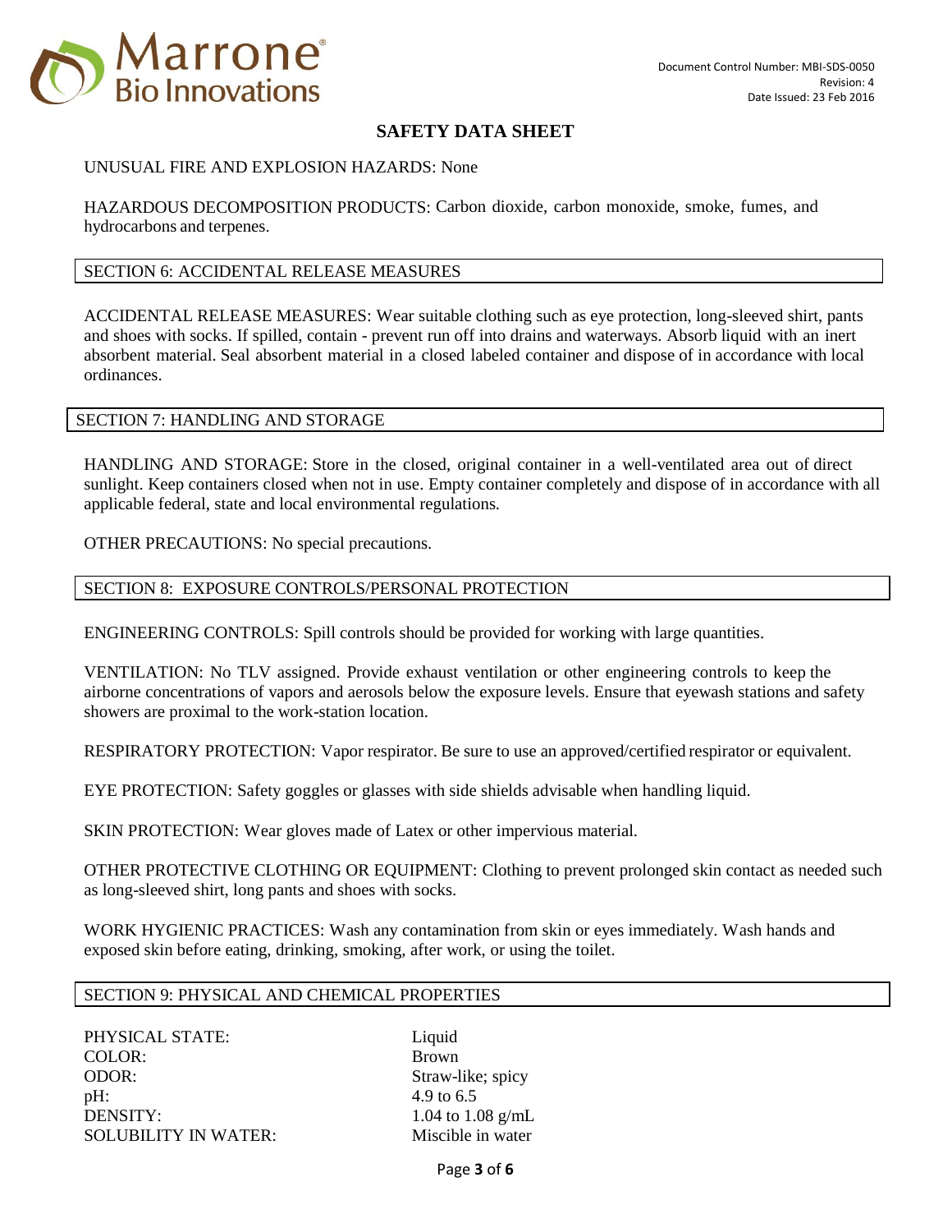UNUSUAL FIRE AND EXPLOSION HAZARDS: None

HAZARDOUS DECOMPOSITION PRODUCTS: Carbon dioxide, carbon monoxide, smoke, fumes, and hydrocarbons and terpenes.

## SECTION 6: ACCIDENTAL RELEASE MEASURES

ACCIDENTAL RELEASE MEASURES: Wear suitable clothing such as eye protection, long-sleeved shirt, pants and shoes with socks. If spilled, contain - prevent run off into drains and waterways. Absorb liquid with an inert absorbent material. Seal absorbent material in a closed labeled container and dispose of in accordance with local ordinances.

## SECTION 7: HANDLING AND STORAGE

HANDLING AND STORAGE: Store in the closed, original container in a well-ventilated area out of direct sunlight. Keep containers closed when not in use. Empty container completely and dispose of in accordance with all applicable federal, state and local environmental regulations.

OTHER PRECAUTIONS: No special precautions.

## SECTION 8: EXPOSURE CONTROLS/PERSONAL PROTECTION

ENGINEERING CONTROLS: Spill controls should be provided for working with large quantities.

VENTILATION: No TLV assigned. Provide exhaust ventilation or other engineering controls to keep the airborne concentrations of vapors and aerosols below the exposure levels. Ensure that eyewash stations and safety showers are proximal to the work-station location.

RESPIRATORY PROTECTION: Vapor respirator. Be sure to use an approved/certified respirator or equivalent.

EYE PROTECTION: Safety goggles or glasses with side shields advisable when handling liquid.

SKIN PROTECTION: Wear gloves made of Latex or other impervious material.

OTHER PROTECTIVE CLOTHING OR EQUIPMENT: Clothing to prevent prolonged skin contact as needed such as long-sleeved shirt, long pants and shoes with socks.

WORK HYGIENIC PRACTICES: Wash any contamination from skin or eyes immediately. Wash hands and exposed skin before eating, drinking, smoking, after work, or using the toilet.

## SECTION 9: PHYSICAL AND CHEMICAL PROPERTIES

| | |
|---|---|
| PHYSICAL STATE: | Liquid |
| COLOR: | Brown |
| ODOR: | Straw-like; spicy |
| pH: | 4.9 to 6.5 |
| DENSITY: | 1.04 to 1.08 g/mL |
| SOLUBILITY IN WATER: | Miscible in water |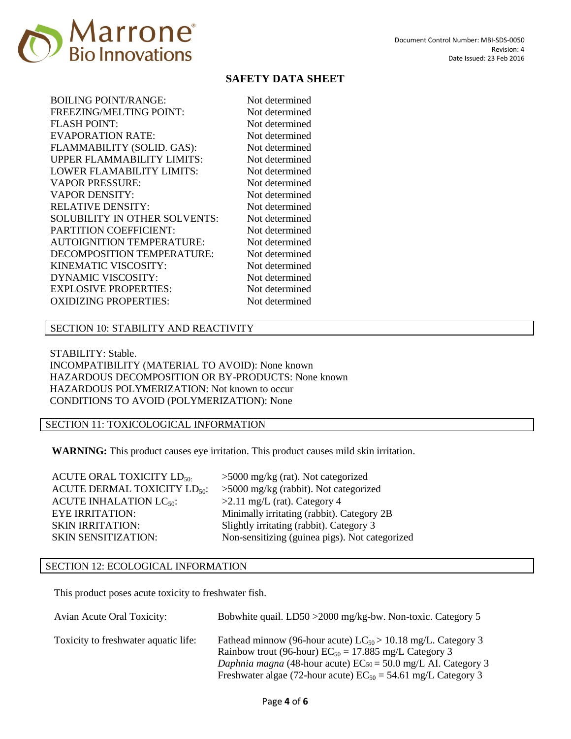| | |
|---|---|
| BOILING POINT/RANGE: | Not determined |
| FREEZING/MELTING POINT: | Not determined |
| FLASH POINT: | Not determined |
| EVAPORATION RATE: | Not determined |
| FLAMMABILITY (SOLID. GAS): | Not determined |
| UPPER FLAMMABILITY LIMITS: | Not determined |
| LOWER FLAMABILITY LIMITS: | Not determined |
| VAPOR PRESSURE: | Not determined |
| VAPOR DENSITY: | Not determined |
| RELATIVE DENSITY: | Not determined |
| SOLUBILITY IN OTHER SOLVENTS: | Not determined |
| PARTITION COEFFICIENT: | Not determined |
| AUTOIGNITION TEMPERATURE: | Not determined |
| DECOMPOSITION TEMPERATURE: | Not determined |
| KINEMATIC VISCOSITY: | Not determined |
| DYNAMIC VISCOSITY: | Not determined |
| EXPLOSIVE PROPERTIES: | Not determined |
| OXIDIZING PROPERTIES: | Not determined |

## SECTION 10: STABILITY AND REACTIVITY

STABILITY: Stable.
INCOMPATIBILITY (MATERIAL TO AVOID): None known
HAZARDOUS DECOMPOSITION OR BY-PRODUCTS: None known
HAZARDOUS POLYMERIZATION: Not known to occur
CONDITIONS TO AVOID (POLYMERIZATION): None

## SECTION 11: TOXICOLOGICAL INFORMATION

**WARNING:** This product causes eye irritation. This product causes mild skin irritation.

| | |
|---|---|
| ACUTE ORAL TOXICITY $LD_{50}$: | >5000 mg/kg (rat). Not categorized |
| ACUTE DERMAL TOXICITY $LD_{50}$: | >5000 mg/kg (rabbit). Not categorized |
| ACUTE INHALATION $LC_{50}$: | >2.11 mg/L (rat). Category 4 |
| EYE IRRITATION: | Minimally irritating (rabbit). Category 2B |
| SKIN IRRITATION: | Slightly irritating (rabbit). Category 3 |
| SKIN SENSITIZATION: | Non-sensitizing (guinea pigs). Not categorized |

## SECTION 12: ECOLOGICAL INFORMATION

This product poses acute toxicity to freshwater fish.

| | |
|---|---|
| Avian Acute Oral Toxicity: | Bobwhite quail. LD50 >2000 mg/kg-bw. Non-toxic. Category 5 |
| Toxicity to freshwater aquatic life: | Fathead minnow (96-hour acute) $LC_{50}$ > 10.18 mg/L. Category 3<br>Rainbow trout (96-hour) $EC_{50}$ = 17.885 mg/L Category 3<br>*Daphnia magna* (48-hour acute) $EC_{50}$ = 50.0 mg/L AI. Category 3<br>Freshwater algae (72-hour acute) $EC_{50}$ = 54.61 mg/L Category 3 |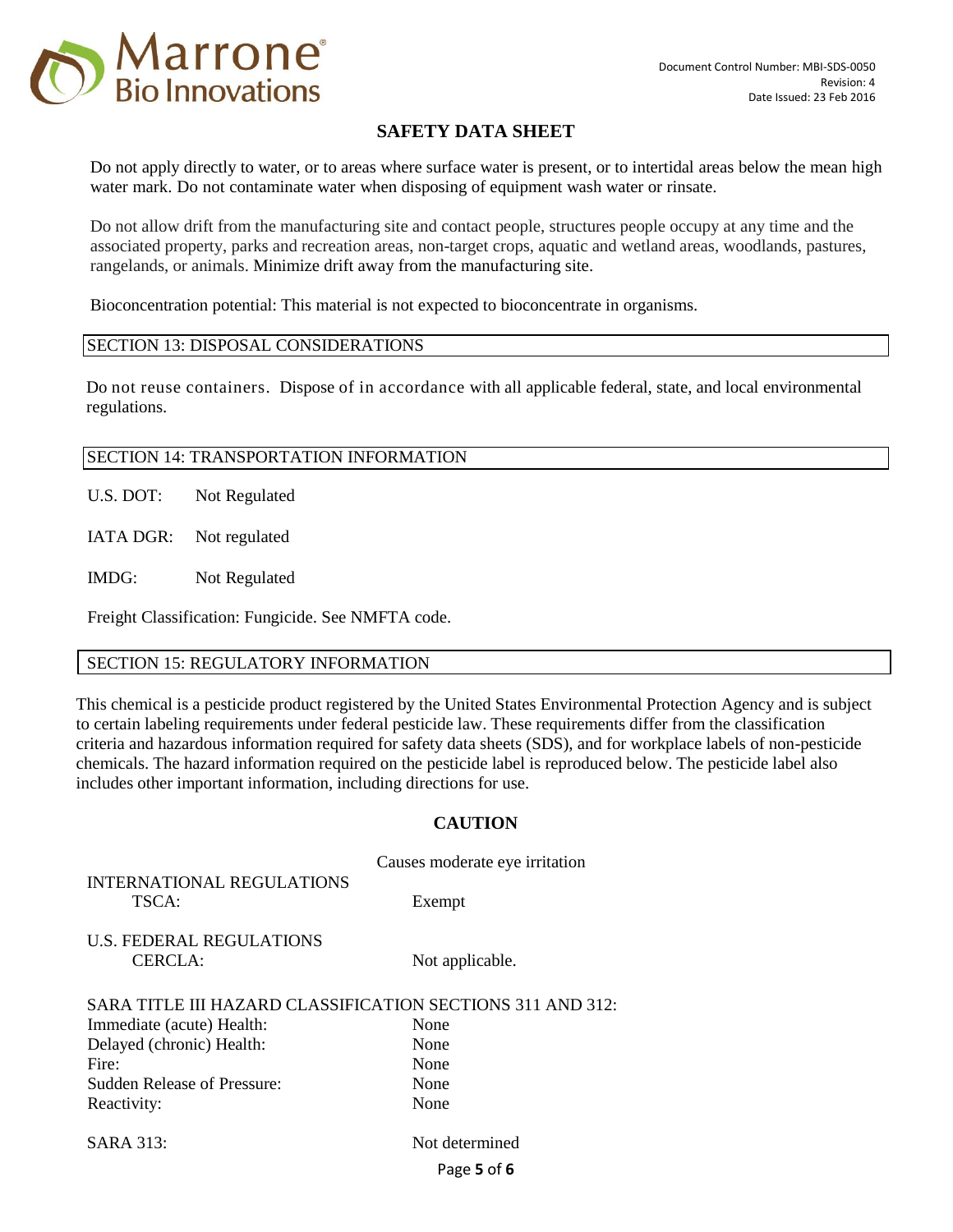Do not apply directly to water, or to areas where surface water is present, or to intertidal areas below the mean high water mark. Do not contaminate water when disposing of equipment wash water or rinsate.

Do not allow drift from the manufacturing site and contact people, structures people occupy at any time and the associated property, parks and recreation areas, non-target crops, aquatic and wetland areas, woodlands, pastures, rangelands, or animals. Minimize drift away from the manufacturing site.

Bioconcentration potential: This material is not expected to bioconcentrate in organisms.

## SECTION 13: DISPOSAL CONSIDERATIONS

Do not reuse containers. Dispose of in accordance with all applicable federal, state, and local environmental regulations.

## SECTION 14: TRANSPORTATION INFORMATION

U.S. DOT: Not Regulated

IATA DGR: Not regulated

IMDG: Not Regulated

Freight Classification: Fungicide. See NMFTA code.

## SECTION 15: REGULATORY INFORMATION

This chemical is a pesticide product registered by the United States Environmental Protection Agency and is subject to certain labeling requirements under federal pesticide law. These requirements differ from the classification criteria and hazardous information required for safety data sheets (SDS), and for workplace labels of non-pesticide chemicals. The hazard information required on the pesticide label is reproduced below. The pesticide label also includes other important information, including directions for use.

**CAUTION**

Causes moderate eye irritation

INTERNATIONAL REGULATIONS

TSCA: Exempt

U.S. FEDERAL REGULATIONS

CERCLA: Not applicable.

SARA TITLE III HAZARD CLASSIFICATION SECTIONS 311 AND 312:

| | |
|---|---|
| Immediate (acute) Health: | None |
| Delayed (chronic) Health: | None |
| Fire: | None |
| Sudden Release of Pressure: | None |
| Reactivity: | None |

SARA 313: Not determined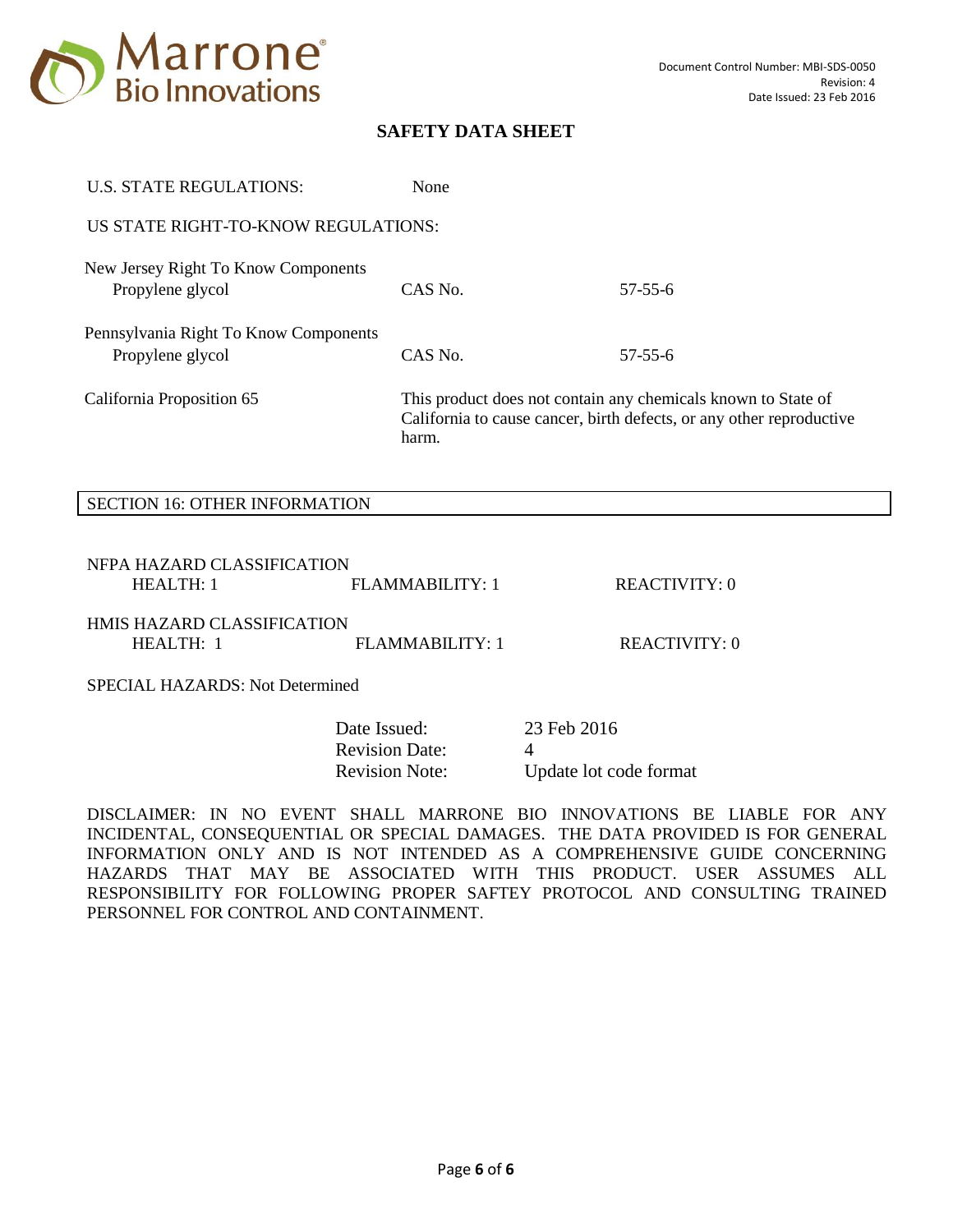U.S. STATE REGULATIONS: None

US STATE RIGHT-TO-KNOW REGULATIONS:

| | | |
|---|---|---|
| New Jersey Right To Know Components | | |
| Propylene glycol | CAS No. | 57-55-6 |
| Pennsylvania Right To Know Components | | |
| Propylene glycol | CAS No. | 57-55-6 |

California Proposition 65: This product does not contain any chemicals known to State of California to cause cancer, birth defects, or any other reproductive harm.

## SECTION 16: OTHER INFORMATION

NFPA HAZARD CLASSIFICATION

| | | |
|---|---|---|
| HEALTH: 1 | FLAMMABILITY: 1 | REACTIVITY: 0 |

HMIS HAZARD CLASSIFICATION

| | | |
|---|---|---|
| HEALTH: 1 | FLAMMABILITY: 1 | REACTIVITY: 0 |

SPECIAL HAZARDS: Not Determined

| | |
|---|---|
| Date Issued: | 23 Feb 2016 |
| Revision Date: | 4 |
| Revision Note: | Update lot code format |

DISCLAIMER: IN NO EVENT SHALL MARRONE BIO INNOVATIONS BE LIABLE FOR ANY INCIDENTAL, CONSEQUENTIAL OR SPECIAL DAMAGES. THE DATA PROVIDED IS FOR GENERAL INFORMATION ONLY AND IS NOT INTENDED AS A COMPREHENSIVE GUIDE CONCERNING HAZARDS THAT MAY BE ASSOCIATED WITH THIS PRODUCT. USER ASSUMES ALL RESPONSIBILITY FOR FOLLOWING PROPER SAFTEY PROTOCOL AND CONSULTING TRAINED PERSONNEL FOR CONTROL AND CONTAINMENT.